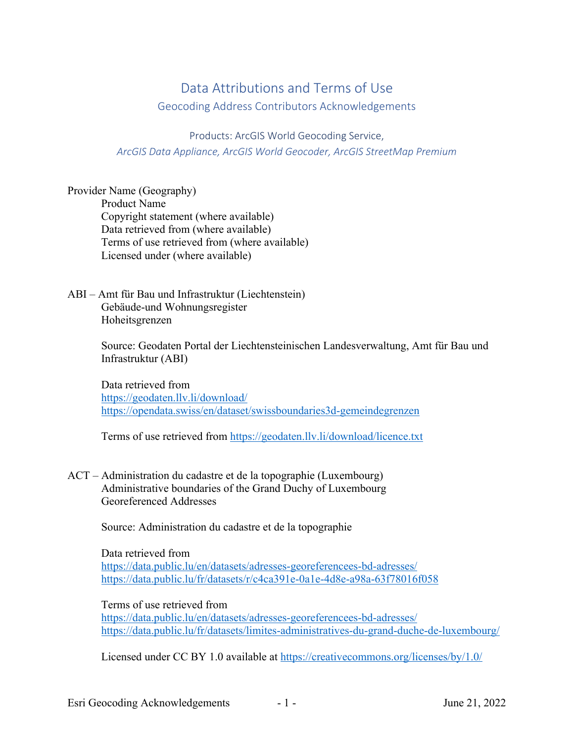# Data Attributions and Terms of Use

## Geocoding Address Contributors Acknowledgements

Products: ArcGIS World Geocoding Service,
*ArcGIS Data Appliance, ArcGIS World Geocoder, ArcGIS StreetMap Premium*

Provider Name (Geography)
Product Name
Copyright statement (where available)
Data retrieved from (where available)
Terms of use retrieved from (where available)
Licensed under (where available)

ABI – Amt für Bau und Infrastruktur (Liechtenstein)
Gebäude-und Wohnungsregister
Hoheitsgrenzen

Source: Geodaten Portal der Liechtensteinischen Landesverwaltung, Amt für Bau und Infrastruktur (ABI)

Data retrieved from
https://geodaten.llv.li/download/
https://opendata.swiss/en/dataset/swissboundaries3d-gemeindegrenzen

Terms of use retrieved from https://geodaten.llv.li/download/licence.txt

ACT – Administration du cadastre et de la topographie (Luxembourg)
Administrative boundaries of the Grand Duchy of Luxembourg
Georeferenced Addresses

Source: Administration du cadastre et de la topographie

Data retrieved from
https://data.public.lu/en/datasets/adresses-georeferencees-bd-adresses/
https://data.public.lu/fr/datasets/r/c4ca391e-0a1e-4d8e-a98a-63f78016f058

Terms of use retrieved from
https://data.public.lu/en/datasets/adresses-georeferencees-bd-adresses/
https://data.public.lu/fr/datasets/limites-administratives-du-grand-duche-de-luxembourg/

Licensed under CC BY 1.0 available at https://creativecommons.org/licenses/by/1.0/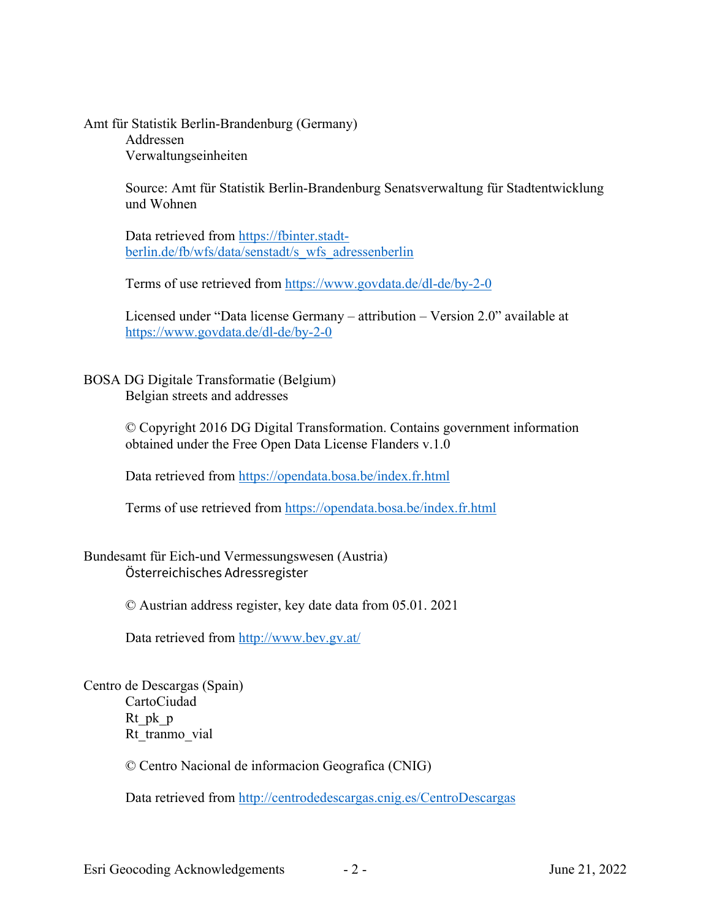Amt für Statistik Berlin-Brandenburg (Germany)

Addressen

Verwaltungseinheiten

Source: Amt für Statistik Berlin-Brandenburg Senatsverwaltung für Stadtentwicklung und Wohnen

Data retrieved from [https://fbinter.stadt-berlin.de/fb/wfs/data/senstadt/s_wfs_adressenberlin](https://fbinter.stadt-berlin.de/fb/wfs/data/senstadt/s_wfs_adressenberlin)

Terms of use retrieved from [https://www.govdata.de/dl-de/by-2-0](https://www.govdata.de/dl-de/by-2-0)

Licensed under "Data license Germany – attribution – Version 2.0" available at [https://www.govdata.de/dl-de/by-2-0](https://www.govdata.de/dl-de/by-2-0)

BOSA DG Digitale Transformatie (Belgium)

Belgian streets and addresses

© Copyright 2016 DG Digital Transformation. Contains government information obtained under the Free Open Data License Flanders v.1.0

Data retrieved from [https://opendata.bosa.be/index.fr.html](https://opendata.bosa.be/index.fr.html)

Terms of use retrieved from [https://opendata.bosa.be/index.fr.html](https://opendata.bosa.be/index.fr.html)

Bundesamt für Eich-und Vermessungswesen (Austria)

Österreichisches Adressregister

© Austrian address register, key date data from 05.01. 2021

Data retrieved from [http://www.bev.gv.at/](http://www.bev.gv.at/)

Centro de Descargas (Spain)

CartoCiudad

Rt_pk_p

Rt_tranmo_vial

© Centro Nacional de informacion Geografica (CNIG)

Data retrieved from [http://centrodedescargas.cnig.es/CentroDescargas](http://centrodedescargas.cnig.es/CentroDescargas)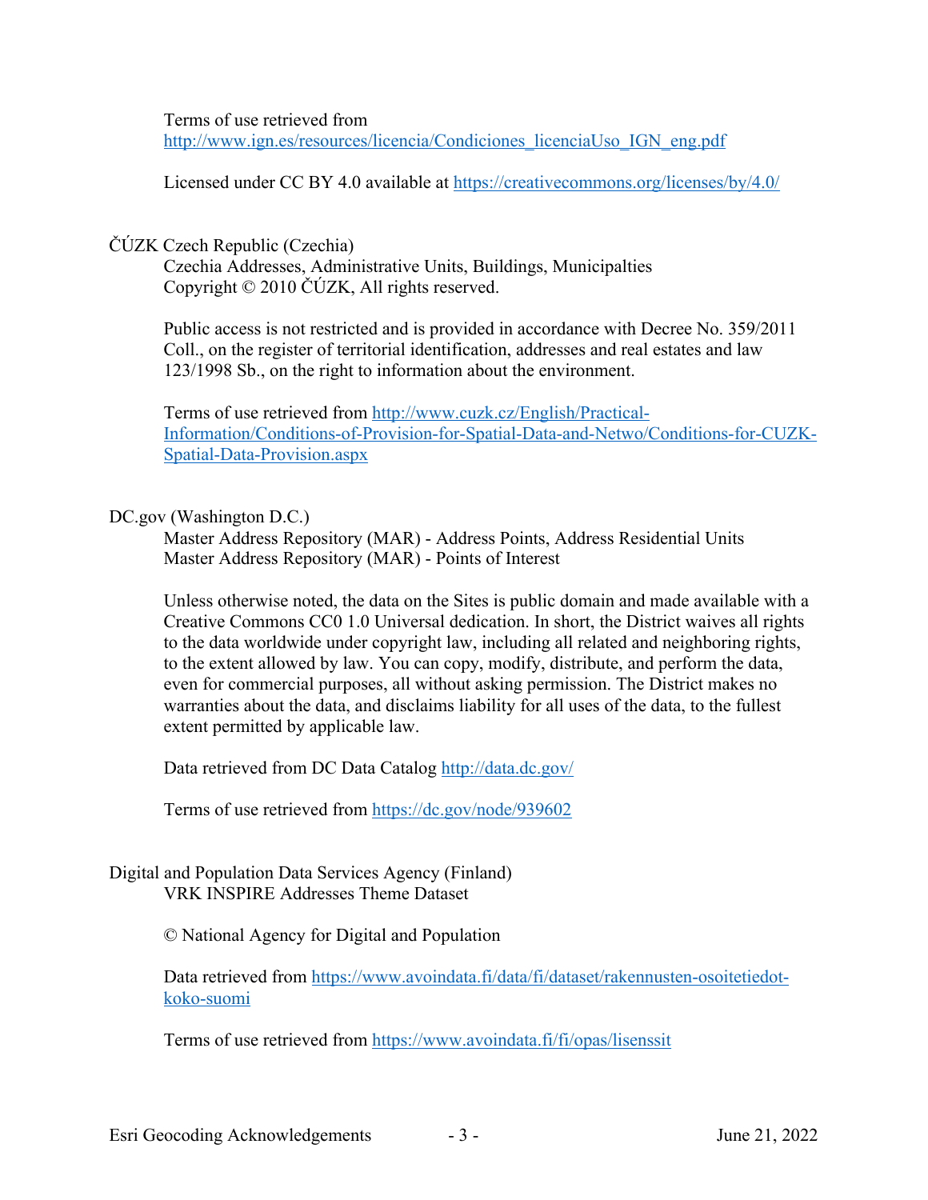Terms of use retrieved from http://www.ign.es/resources/licencia/Condiciones_licenciaUso_IGN_eng.pdf

Licensed under CC BY 4.0 available at https://creativecommons.org/licenses/by/4.0/

ČÚZK Czech Republic (Czechia)

Czechia Addresses, Administrative Units, Buildings, Municipalties
Copyright © 2010 ČÚZK, All rights reserved.

Public access is not restricted and is provided in accordance with Decree No. 359/2011 Coll., on the register of territorial identification, addresses and real estates and law 123/1998 Sb., on the right to information about the environment.

Terms of use retrieved from http://www.cuzk.cz/English/Practical-Information/Conditions-of-Provision-for-Spatial-Data-and-Netwo/Conditions-for-CUZK-Spatial-Data-Provision.aspx

DC.gov (Washington D.C.)

Master Address Repository (MAR) - Address Points, Address Residential Units
Master Address Repository (MAR) - Points of Interest

Unless otherwise noted, the data on the Sites is public domain and made available with a Creative Commons CC0 1.0 Universal dedication. In short, the District waives all rights to the data worldwide under copyright law, including all related and neighboring rights, to the extent allowed by law. You can copy, modify, distribute, and perform the data, even for commercial purposes, all without asking permission. The District makes no warranties about the data, and disclaims liability for all uses of the data, to the fullest extent permitted by applicable law.

Data retrieved from DC Data Catalog http://data.dc.gov/

Terms of use retrieved from https://dc.gov/node/939602

Digital and Population Data Services Agency (Finland)

VRK INSPIRE Addresses Theme Dataset

© National Agency for Digital and Population

Data retrieved from https://www.avoindata.fi/data/fi/dataset/rakennusten-osoitetiedot-koko-suomi

Terms of use retrieved from https://www.avoindata.fi/fi/opas/lisenssit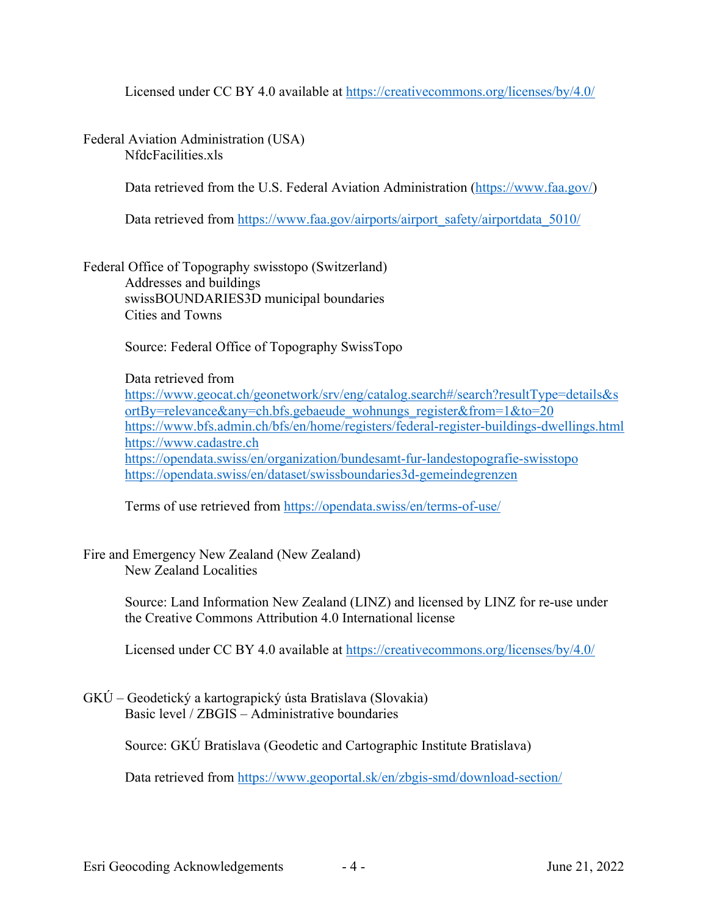Licensed under CC BY 4.0 available at https://creativecommons.org/licenses/by/4.0/

Federal Aviation Administration (USA)
NfdcFacilities.xls

Data retrieved from the U.S. Federal Aviation Administration (https://www.faa.gov/)

Data retrieved from https://www.faa.gov/airports/airport_safety/airportdata_5010/

Federal Office of Topography swisstopo (Switzerland)
Addresses and buildings
swissBOUNDARIES3D municipal boundaries
Cities and Towns

Source: Federal Office of Topography SwissTopo

Data retrieved from
https://www.geocat.ch/geonetwork/srv/eng/catalog.search#/search?resultType=details&sortBy=relevance&any=ch.bfs.gebaeude_wohnungs_register&from=1&to=20
https://www.bfs.admin.ch/bfs/en/home/registers/federal-register-buildings-dwellings.html
https://www.cadastre.ch
https://opendata.swiss/en/organization/bundesamt-fur-landestopografie-swisstopo
https://opendata.swiss/en/dataset/swissboundaries3d-gemeindegrenzen

Terms of use retrieved from https://opendata.swiss/en/terms-of-use/

Fire and Emergency New Zealand (New Zealand)
New Zealand Localities

Source: Land Information New Zealand (LINZ) and licensed by LINZ for re-use under the Creative Commons Attribution 4.0 International license

Licensed under CC BY 4.0 available at https://creativecommons.org/licenses/by/4.0/

GKÚ – Geodetický a kartograpický ústa Bratislava (Slovakia)
Basic level / ZBGIS – Administrative boundaries

Source: GKÚ Bratislava (Geodetic and Cartographic Institute Bratislava)

Data retrieved from https://www.geoportal.sk/en/zbgis-smd/download-section/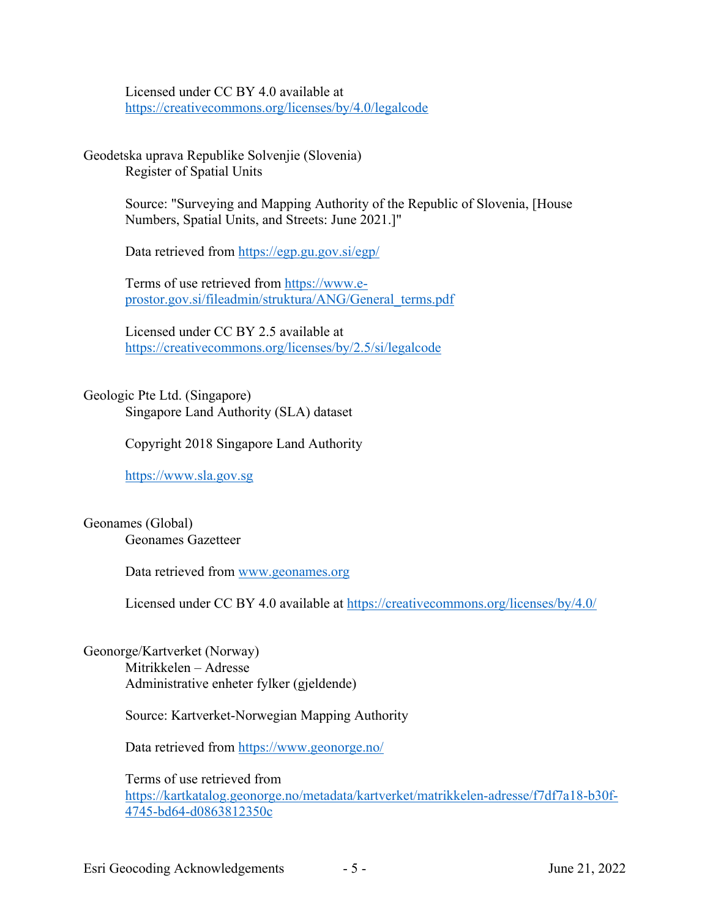Licensed under CC BY 4.0 available at https://creativecommons.org/licenses/by/4.0/legalcode

Geodetska uprava Republike Solvenjie (Slovenia)
Register of Spatial Units

Source: "Surveying and Mapping Authority of the Republic of Slovenia, [House Numbers, Spatial Units, and Streets: June 2021.]"

Data retrieved from https://egp.gu.gov.si/egp/

Terms of use retrieved from https://www.e-prostor.gov.si/fileadmin/struktura/ANG/General_terms.pdf

Licensed under CC BY 2.5 available at https://creativecommons.org/licenses/by/2.5/si/legalcode

Geologic Pte Ltd. (Singapore)
Singapore Land Authority (SLA) dataset

Copyright 2018 Singapore Land Authority

https://www.sla.gov.sg

Geonames (Global)
Geonames Gazetteer

Data retrieved from www.geonames.org

Licensed under CC BY 4.0 available at https://creativecommons.org/licenses/by/4.0/

Geonorge/Kartverket (Norway)
Mitrikkelen – Adresse
Administrative enheter fylker (gjeldende)

Source: Kartverket-Norwegian Mapping Authority

Data retrieved from https://www.geonorge.no/

Terms of use retrieved from https://kartkatalog.geonorge.no/metadata/kartverket/matrikkelen-adresse/f7df7a18-b30f-4745-bd64-d0863812350c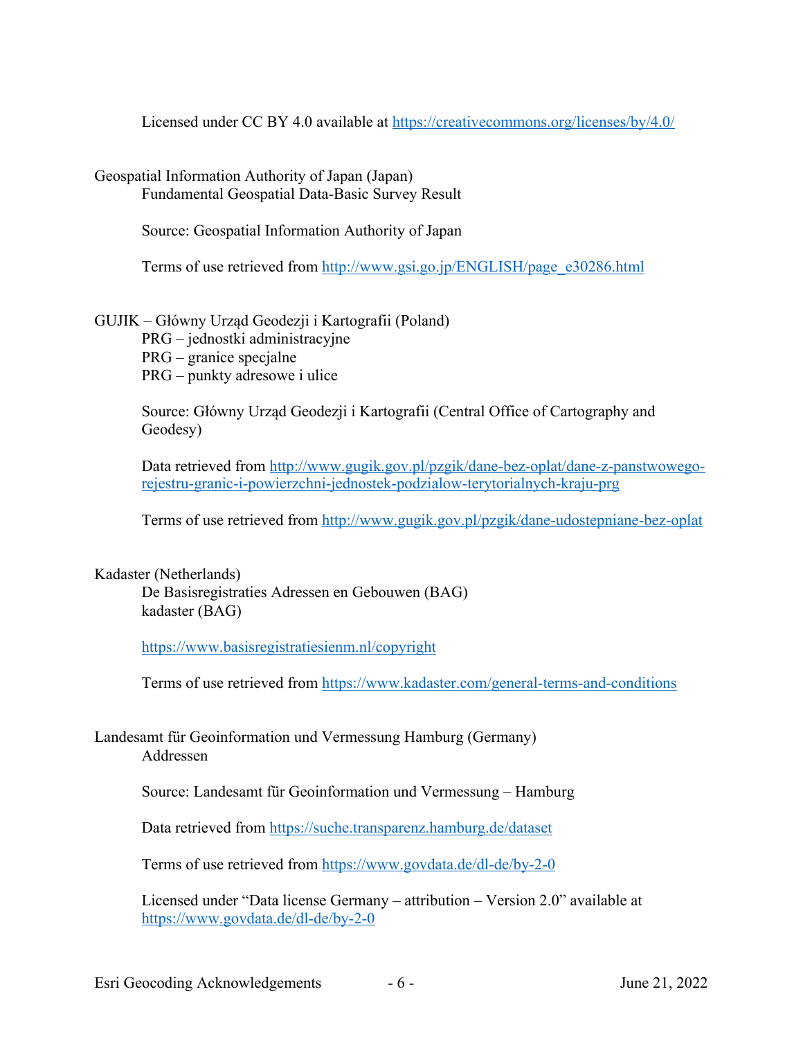Licensed under CC BY 4.0 available at https://creativecommons.org/licenses/by/4.0/

Geospatial Information Authority of Japan (Japan)

Fundamental Geospatial Data-Basic Survey Result

Source: Geospatial Information Authority of Japan

Terms of use retrieved from http://www.gsi.go.jp/ENGLISH/page_e30286.html

GUJIK – Główny Urząd Geodezji i Kartografii (Poland)

PRG – jednostki administracyjne
PRG – granice specjalne
PRG – punkty adresowe i ulice

Source: Główny Urząd Geodezji i Kartografii (Central Office of Cartography and Geodesy)

Data retrieved from http://www.gugik.gov.pl/pzgik/dane-bez-oplat/dane-z-panstwowego-rejestru-granic-i-powierzchni-jednostek-podzialow-terytorialnych-kraju-prg

Terms of use retrieved from http://www.gugik.gov.pl/pzgik/dane-udostepniane-bez-oplat

Kadaster (Netherlands)

De Basisregistraties Adressen en Gebouwen (BAG)
kadaster (BAG)

https://www.basisregistratiesienm.nl/copyright

Terms of use retrieved from https://www.kadaster.com/general-terms-and-conditions

Landesamt für Geoinformation und Vermessung Hamburg (Germany)

Addressen

Source: Landesamt für Geoinformation und Vermessung – Hamburg

Data retrieved from https://suche.transparenz.hamburg.de/dataset

Terms of use retrieved from https://www.govdata.de/dl-de/by-2-0

Licensed under "Data license Germany – attribution – Version 2.0" available at https://www.govdata.de/dl-de/by-2-0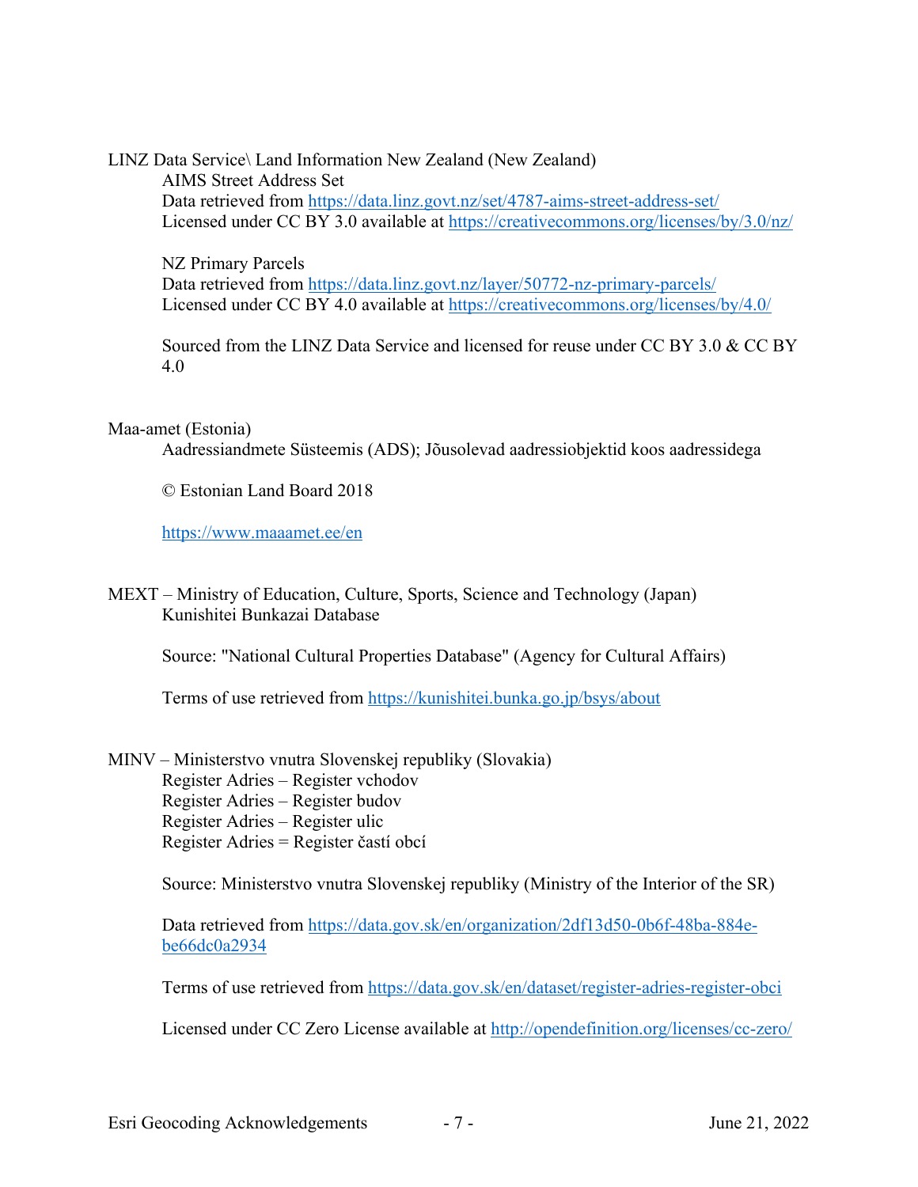LINZ Data Service\ Land Information New Zealand (New Zealand)

AIMS Street Address Set
Data retrieved from https://data.linz.govt.nz/set/4787-aims-street-address-set/
Licensed under CC BY 3.0 available at https://creativecommons.org/licenses/by/3.0/nz/

NZ Primary Parcels
Data retrieved from https://data.linz.govt.nz/layer/50772-nz-primary-parcels/
Licensed under CC BY 4.0 available at https://creativecommons.org/licenses/by/4.0/

Sourced from the LINZ Data Service and licensed for reuse under CC BY 3.0 & CC BY 4.0

Maa-amet (Estonia)

Aadressiandmete Süsteemis (ADS); Jõusolevad aadressiobjektid koos aadressidega

© Estonian Land Board 2018

https://www.maaamet.ee/en

MEXT – Ministry of Education, Culture, Sports, Science and Technology (Japan)

Kunishitei Bunkazai Database

Source: "National Cultural Properties Database" (Agency for Cultural Affairs)

Terms of use retrieved from https://kunishitei.bunka.go.jp/bsys/about

MINV – Ministerstvo vnutra Slovenskej republiky (Slovakia)

Register Adries – Register vchodov
Register Adries – Register budov
Register Adries – Register ulic
Register Adries = Register častí obcí

Source: Ministerstvo vnutra Slovenskej republiky (Ministry of the Interior of the SR)

Data retrieved from https://data.gov.sk/en/organization/2df13d50-0b6f-48ba-884e-be66dc0a2934

Terms of use retrieved from https://data.gov.sk/en/dataset/register-adries-register-obci

Licensed under CC Zero License available at http://opendefinition.org/licenses/cc-zero/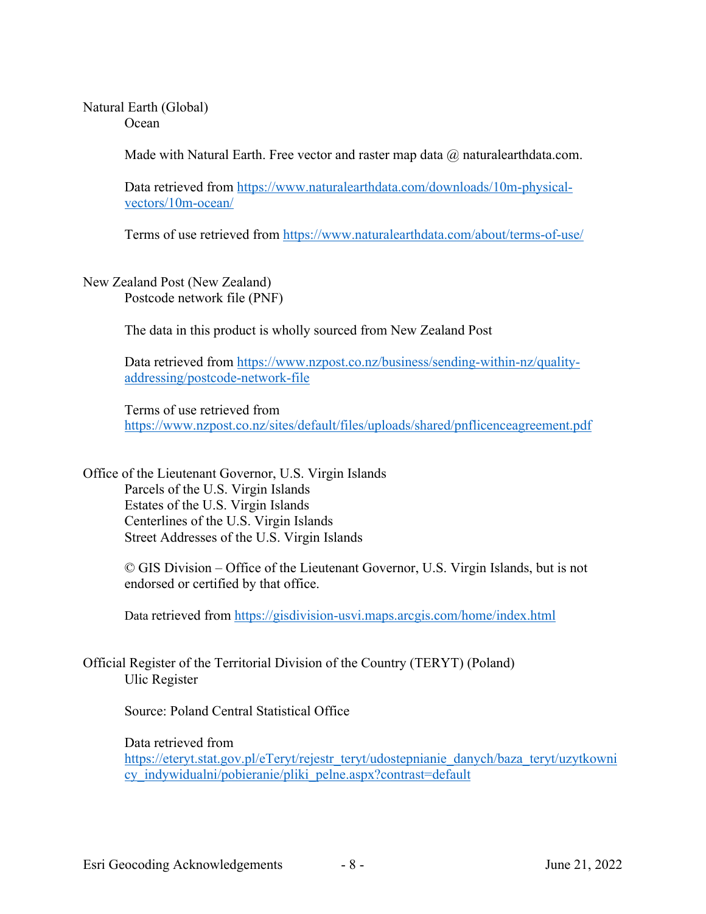Natural Earth (Global)

Ocean

Made with Natural Earth. Free vector and raster map data @ naturalearthdata.com.

Data retrieved from https://www.naturalearthdata.com/downloads/10m-physical-vectors/10m-ocean/

Terms of use retrieved from https://www.naturalearthdata.com/about/terms-of-use/

New Zealand Post (New Zealand)

Postcode network file (PNF)

The data in this product is wholly sourced from New Zealand Post

Data retrieved from https://www.nzpost.co.nz/business/sending-within-nz/quality-addressing/postcode-network-file

Terms of use retrieved from https://www.nzpost.co.nz/sites/default/files/uploads/shared/pnflicenceagreement.pdf

Office of the Lieutenant Governor, U.S. Virgin Islands

Parcels of the U.S. Virgin Islands
Estates of the U.S. Virgin Islands
Centerlines of the U.S. Virgin Islands
Street Addresses of the U.S. Virgin Islands

© GIS Division – Office of the Lieutenant Governor, U.S. Virgin Islands, but is not endorsed or certified by that office.

Data retrieved from https://gisdivision-usvi.maps.arcgis.com/home/index.html

Official Register of the Territorial Division of the Country (TERYT) (Poland)

Ulic Register

Source: Poland Central Statistical Office

Data retrieved from https://eteryt.stat.gov.pl/eTeryt/rejestr_teryt/udostepnianie_danych/baza_teryt/uzytkownicy_indywidualni/pobieranie/pliki_pelne.aspx?contrast=default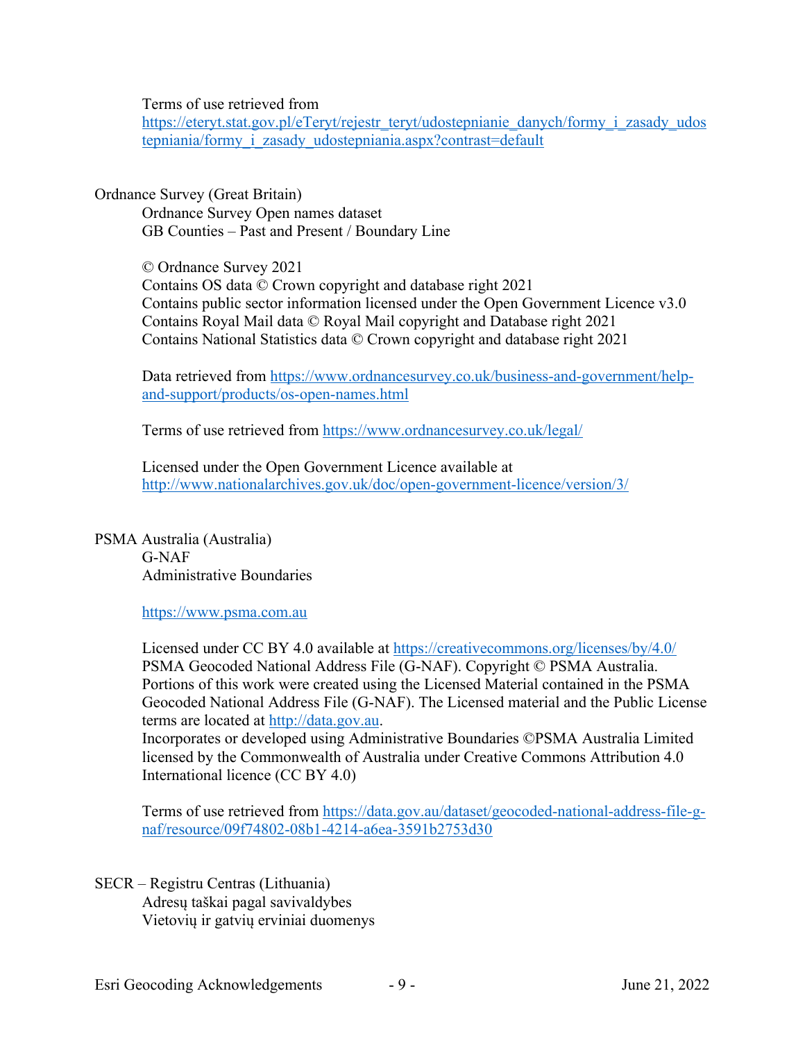Terms of use retrieved from https://eteryt.stat.gov.pl/eTeryt/rejestr_teryt/udostepnianie_danych/formy_i_zasady_udostepniania/formy_i_zasady_udostepniania.aspx?contrast=default

Ordnance Survey (Great Britain)

Ordnance Survey Open names dataset
GB Counties – Past and Present / Boundary Line

© Ordnance Survey 2021
Contains OS data © Crown copyright and database right 2021
Contains public sector information licensed under the Open Government Licence v3.0
Contains Royal Mail data © Royal Mail copyright and Database right 2021
Contains National Statistics data © Crown copyright and database right 2021

Data retrieved from https://www.ordnancesurvey.co.uk/business-and-government/help-and-support/products/os-open-names.html

Terms of use retrieved from https://www.ordnancesurvey.co.uk/legal/

Licensed under the Open Government Licence available at http://www.nationalarchives.gov.uk/doc/open-government-licence/version/3/

PSMA Australia (Australia)

G-NAF
Administrative Boundaries

https://www.psma.com.au

Licensed under CC BY 4.0 available at https://creativecommons.org/licenses/by/4.0/
PSMA Geocoded National Address File (G-NAF). Copyright © PSMA Australia. Portions of this work were created using the Licensed Material contained in the PSMA Geocoded National Address File (G-NAF). The Licensed material and the Public License terms are located at http://data.gov.au.
Incorporates or developed using Administrative Boundaries ©PSMA Australia Limited licensed by the Commonwealth of Australia under Creative Commons Attribution 4.0 International licence (CC BY 4.0)

Terms of use retrieved from https://data.gov.au/dataset/geocoded-national-address-file-g-naf/resource/09f74802-08b1-4214-a6ea-3591b2753d30

SECR – Registru Centras (Lithuania)

Adresų taškai pagal savivaldybes
Vietovių ir gatvių erviniai duomenys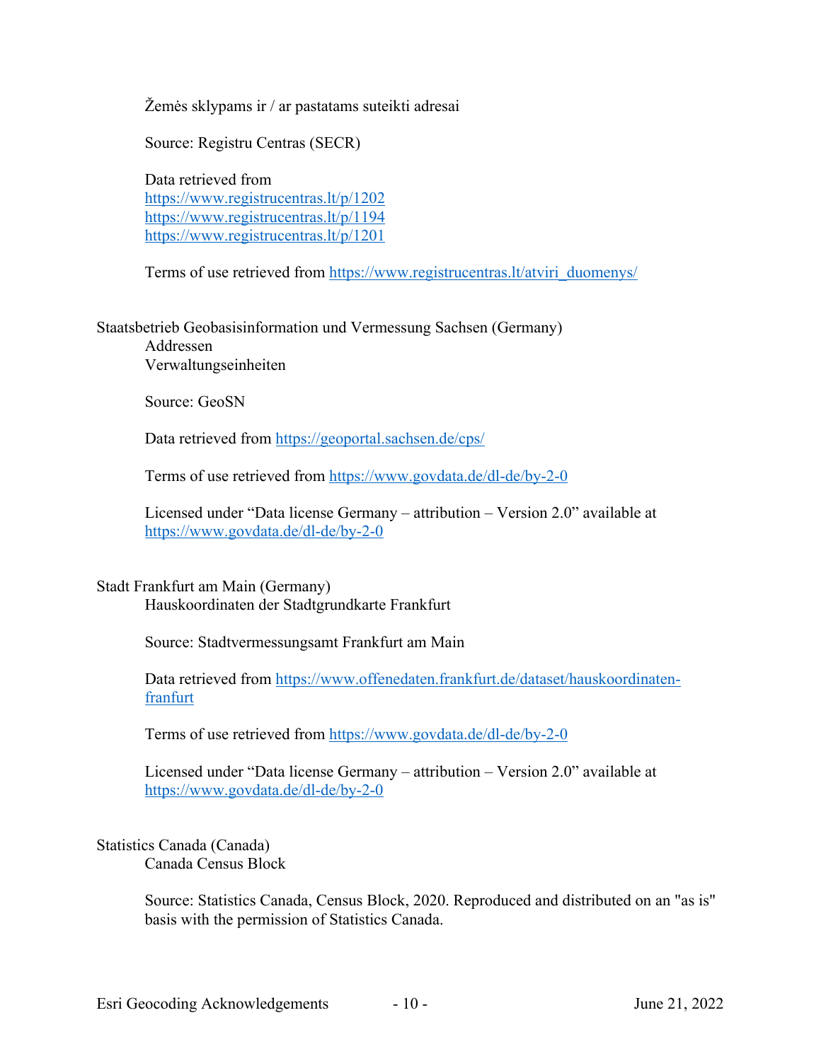Žemės sklypams ir / ar pastatams suteikti adresai

Source: Registru Centras (SECR)

Data retrieved from
https://www.registrucentras.lt/p/1202
https://www.registrucentras.lt/p/1194
https://www.registrucentras.lt/p/1201

Terms of use retrieved from https://www.registrucentras.lt/atviri_duomenys/

Staatsbetrieb Geobasisinformation und Vermessung Sachsen (Germany)
Addressen
Verwaltungseinheiten

Source: GeoSN

Data retrieved from https://geoportal.sachsen.de/cps/

Terms of use retrieved from https://www.govdata.de/dl-de/by-2-0

Licensed under "Data license Germany – attribution – Version 2.0" available at https://www.govdata.de/dl-de/by-2-0

Stadt Frankfurt am Main (Germany)
Hauskoordinaten der Stadtgrundkarte Frankfurt

Source: Stadtvermessungsamt Frankfurt am Main

Data retrieved from https://www.offenedaten.frankfurt.de/dataset/hauskoordinaten-franfurt

Terms of use retrieved from https://www.govdata.de/dl-de/by-2-0

Licensed under "Data license Germany – attribution – Version 2.0" available at https://www.govdata.de/dl-de/by-2-0

Statistics Canada (Canada)
Canada Census Block

Source: Statistics Canada, Census Block, 2020. Reproduced and distributed on an "as is" basis with the permission of Statistics Canada.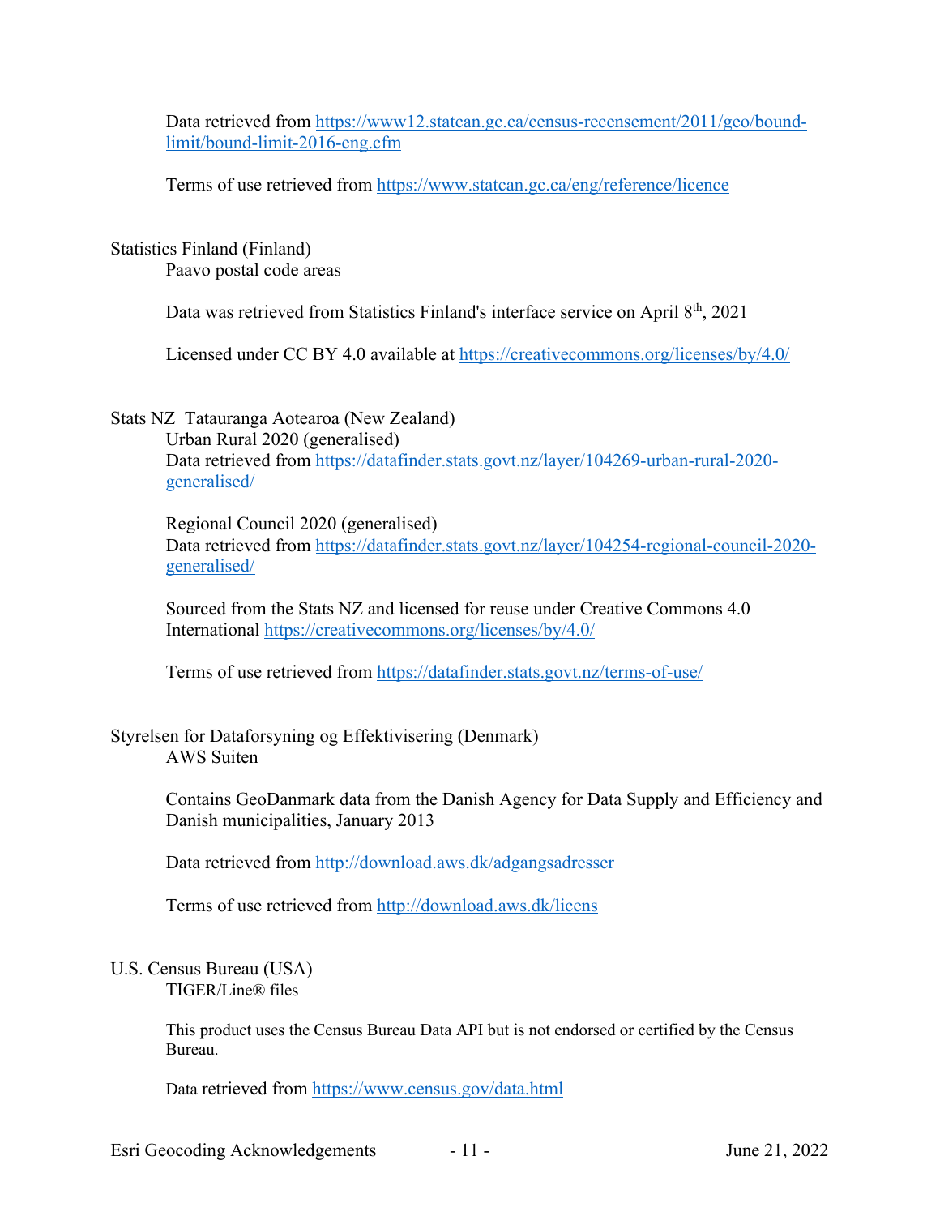Data retrieved from https://www12.statcan.gc.ca/census-recensement/2011/geo/bound-limit/bound-limit-2016-eng.cfm

Terms of use retrieved from https://www.statcan.gc.ca/eng/reference/licence

Statistics Finland (Finland)

Paavo postal code areas

Data was retrieved from Statistics Finland's interface service on April 8th, 2021

Licensed under CC BY 4.0 available at https://creativecommons.org/licenses/by/4.0/

Stats NZ  Tatauranga Aotearoa (New Zealand)

Urban Rural 2020 (generalised)

Data retrieved from https://datafinder.stats.govt.nz/layer/104269-urban-rural-2020-generalised/

Regional Council 2020 (generalised)

Data retrieved from https://datafinder.stats.govt.nz/layer/104254-regional-council-2020-generalised/

Sourced from the Stats NZ and licensed for reuse under Creative Commons 4.0 International https://creativecommons.org/licenses/by/4.0/

Terms of use retrieved from https://datafinder.stats.govt.nz/terms-of-use/

Styrelsen for Dataforsyning og Effektivisering (Denmark)

AWS Suiten

Contains GeoDanmark data from the Danish Agency for Data Supply and Efficiency and Danish municipalities, January 2013

Data retrieved from http://download.aws.dk/adgangsadresser

Terms of use retrieved from http://download.aws.dk/licens

U.S. Census Bureau (USA)

TIGER/Line® files

This product uses the Census Bureau Data API but is not endorsed or certified by the Census Bureau.

Data retrieved from https://www.census.gov/data.html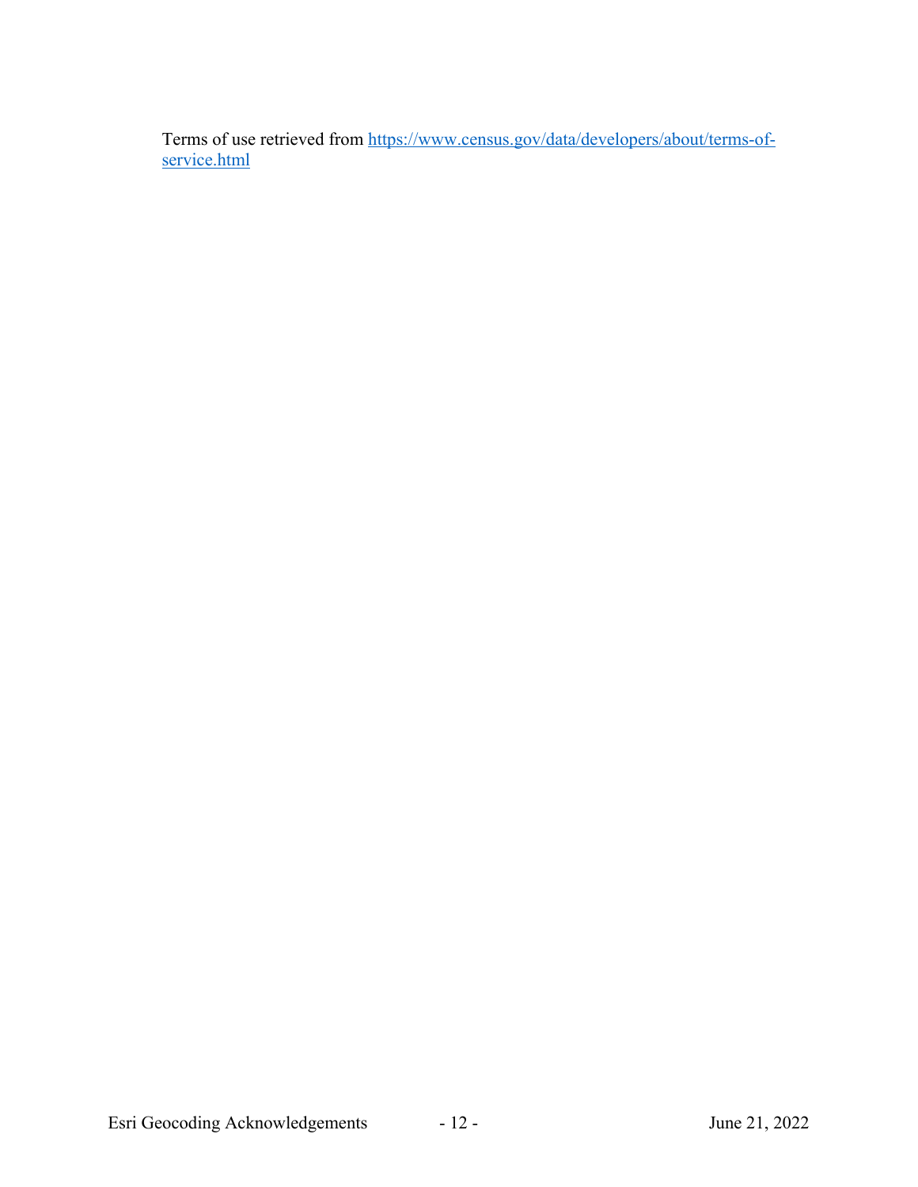Terms of use retrieved from [https://www.census.gov/data/developers/about/terms-of-service.html](https://www.census.gov/data/developers/about/terms-of-service.html)